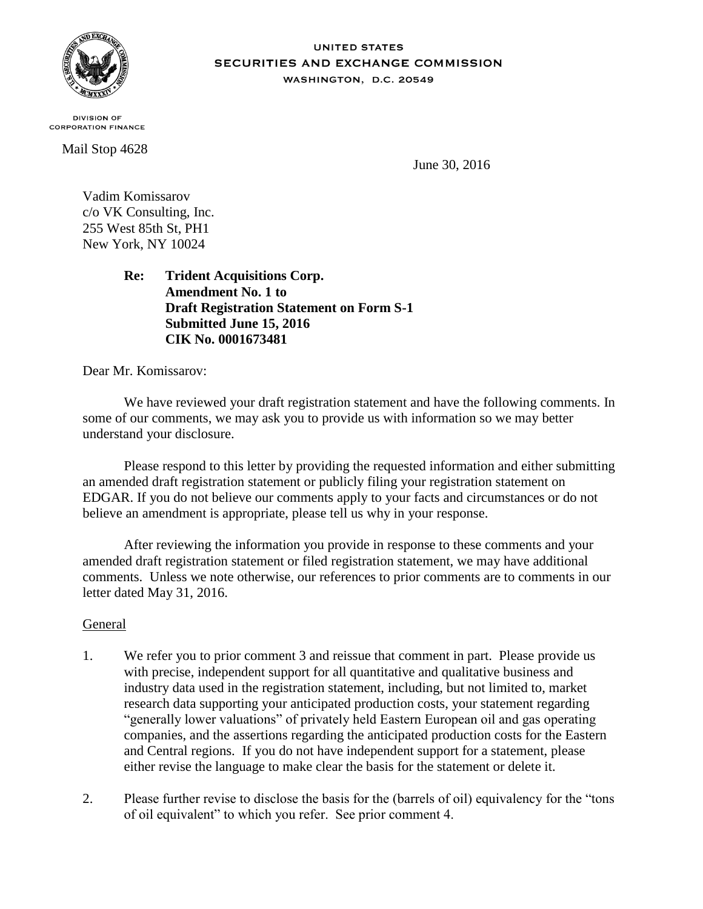UNITED STATES
SECURITIES AND EXCHANGE COMMISSION
WASHINGTON, D.C. 20549

DIVISION OF
CORPORATION FINANCE

Mail Stop 4628

June 30, 2016

Vadim Komissarov
c/o VK Consulting, Inc.
255 West 85th St, PH1
New York, NY 10024

**Re: Trident Acquisitions Corp.**
**Amendment No. 1 to**
**Draft Registration Statement on Form S-1**
**Submitted June 15, 2016**
**CIK No. 0001673481**

Dear Mr. Komissarov:

We have reviewed your draft registration statement and have the following comments. In some of our comments, we may ask you to provide us with information so we may better understand your disclosure.

Please respond to this letter by providing the requested information and either submitting an amended draft registration statement or publicly filing your registration statement on EDGAR. If you do not believe our comments apply to your facts and circumstances or do not believe an amendment is appropriate, please tell us why in your response.

After reviewing the information you provide in response to these comments and your amended draft registration statement or filed registration statement, we may have additional comments. Unless we note otherwise, our references to prior comments are to comments in our letter dated May 31, 2016.

General

1. We refer you to prior comment 3 and reissue that comment in part. Please provide us with precise, independent support for all quantitative and qualitative business and industry data used in the registration statement, including, but not limited to, market research data supporting your anticipated production costs, your statement regarding "generally lower valuations" of privately held Eastern European oil and gas operating companies, and the assertions regarding the anticipated production costs for the Eastern and Central regions. If you do not have independent support for a statement, please either revise the language to make clear the basis for the statement or delete it.

2. Please further revise to disclose the basis for the (barrels of oil) equivalency for the "tons of oil equivalent" to which you refer. See prior comment 4.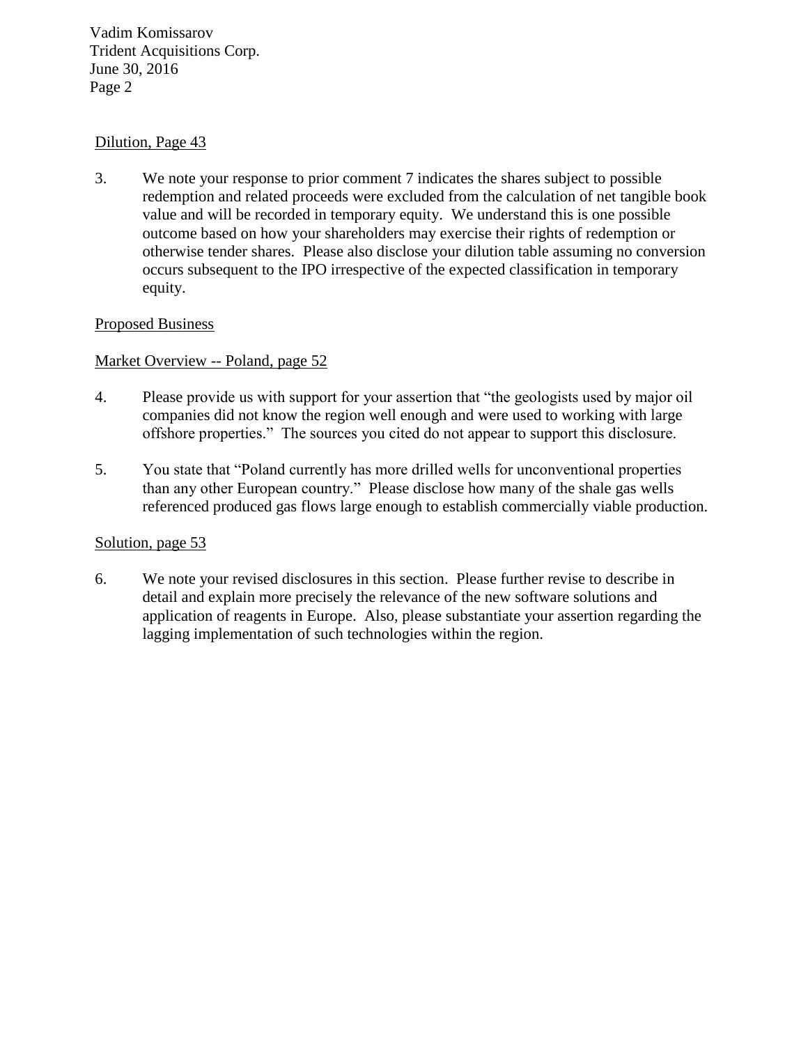Dilution, Page 43

3. We note your response to prior comment 7 indicates the shares subject to possible redemption and related proceeds were excluded from the calculation of net tangible book value and will be recorded in temporary equity. We understand this is one possible outcome based on how your shareholders may exercise their rights of redemption or otherwise tender shares. Please also disclose your dilution table assuming no conversion occurs subsequent to the IPO irrespective of the expected classification in temporary equity.

Proposed Business

Market Overview -- Poland, page 52

4. Please provide us with support for your assertion that "the geologists used by major oil companies did not know the region well enough and were used to working with large offshore properties." The sources you cited do not appear to support this disclosure.

5. You state that "Poland currently has more drilled wells for unconventional properties than any other European country." Please disclose how many of the shale gas wells referenced produced gas flows large enough to establish commercially viable production.

Solution, page 53

6. We note your revised disclosures in this section. Please further revise to describe in detail and explain more precisely the relevance of the new software solutions and application of reagents in Europe. Also, please substantiate your assertion regarding the lagging implementation of such technologies within the region.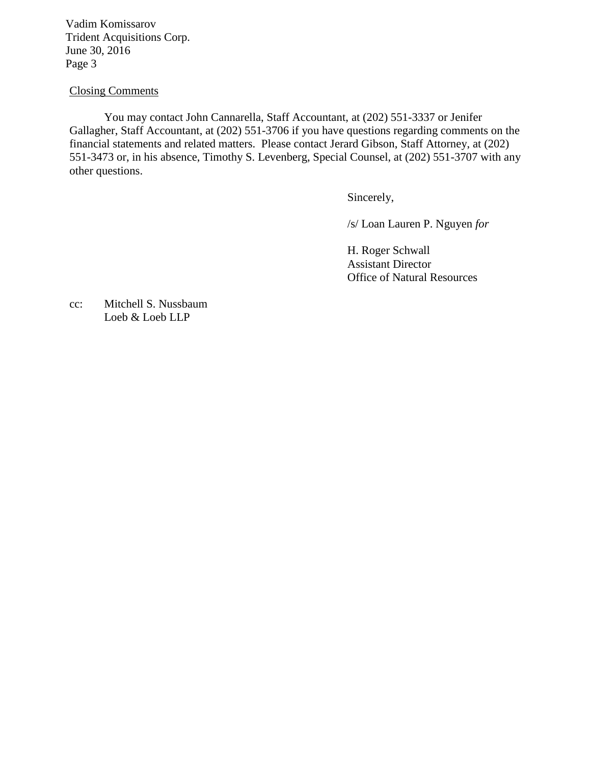Closing Comments

You may contact John Cannarella, Staff Accountant, at (202) 551-3337 or Jenifer Gallagher, Staff Accountant, at (202) 551-3706 if you have questions regarding comments on the financial statements and related matters. Please contact Jerard Gibson, Staff Attorney, at (202) 551-3473 or, in his absence, Timothy S. Levenberg, Special Counsel, at (202) 551-3707 with any other questions.

Sincerely,

/s/ Loan Lauren P. Nguyen *for*

H. Roger Schwall
Assistant Director
Office of Natural Resources

cc: Mitchell S. Nussbaum
Loeb & Loeb LLP